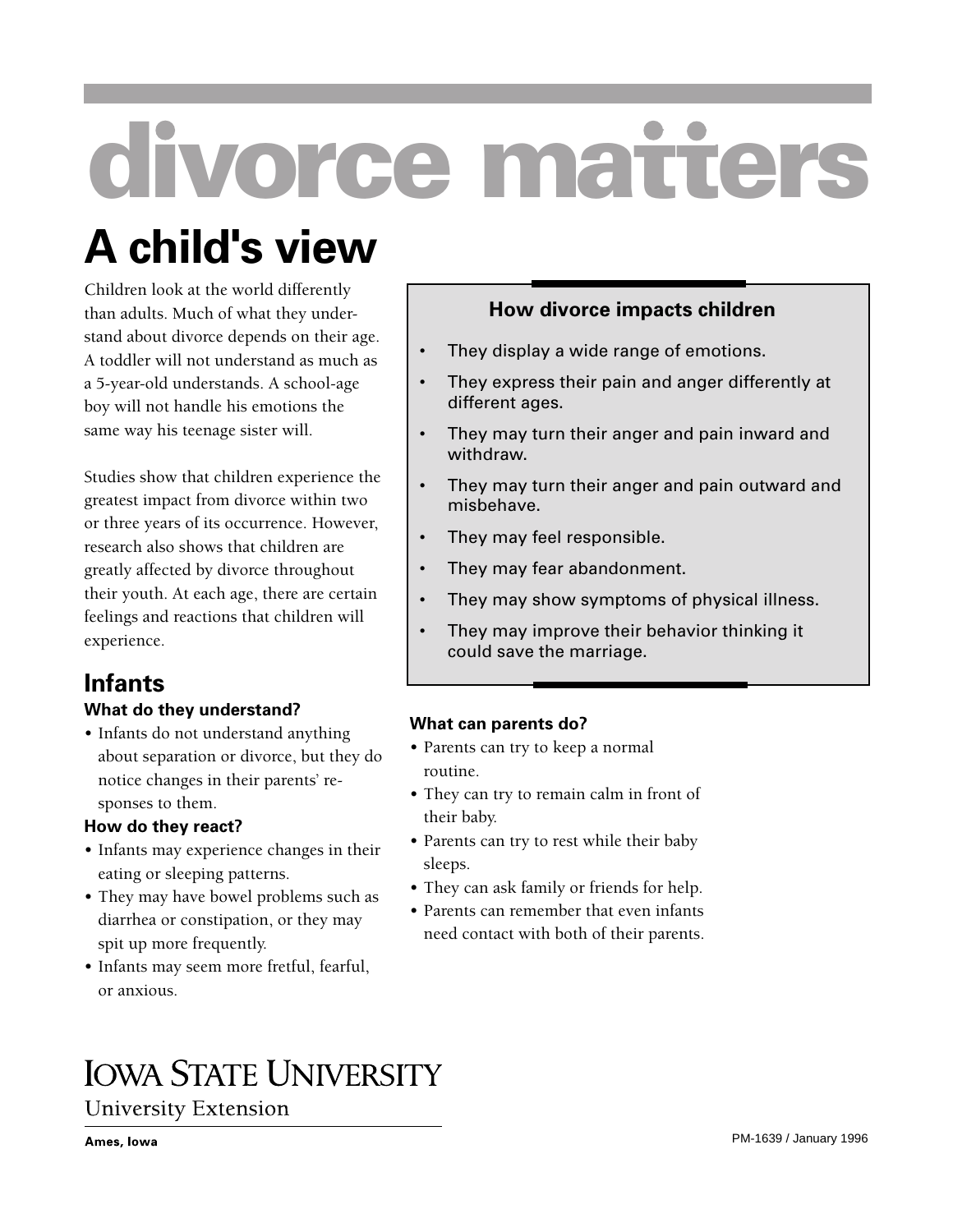# divorce matters

## A child's view

Children look at the world differently than adults. Much of what they understand about divorce depends on their age. A toddler will not understand as much as a 5-year-old understands. A school-age boy will not handle his emotions the same way his teenage sister will.

Studies show that children experience the greatest impact from divorce within two or three years of its occurrence. However, research also shows that children are greatly affected by divorce throughout their youth. At each age, there are certain feelings and reactions that children will experience.

**How divorce impacts children**

- They display a wide range of emotions.
- They express their pain and anger differently at different ages.
- They may turn their anger and pain inward and withdraw.
- They may turn their anger and pain outward and misbehave.
- They may feel responsible.
- They may fear abandonment.
- They may show symptoms of physical illness.
- They may improve their behavior thinking it could save the marriage.

### Infants

#### What do they understand?

- Infants do not understand anything about separation or divorce, but they do notice changes in their parents' responses to them.

#### How do they react?

- Infants may experience changes in their eating or sleeping patterns.
- They may have bowel problems such as diarrhea or constipation, or they may spit up more frequently.
- Infants may seem more fretful, fearful, or anxious.

#### What can parents do?

- Parents can try to keep a normal routine.
- They can try to remain calm in front of their baby.
- Parents can try to rest while their baby sleeps.
- They can ask family or friends for help.
- Parents can remember that even infants need contact with both of their parents.

IOWA STATE UNIVERSITY
University Extension
Ames, Iowa

PM-1639 / January 1996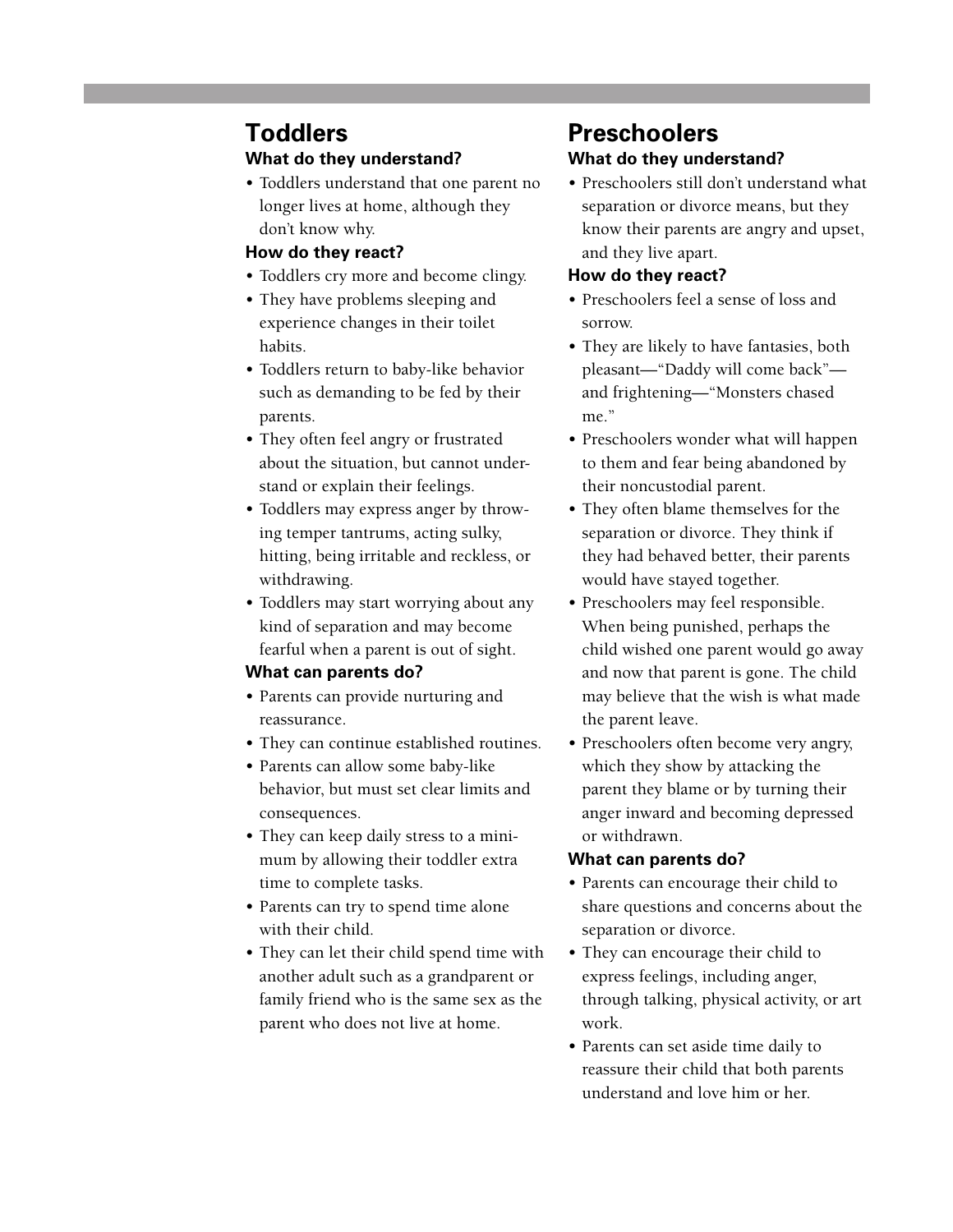## Toddlers

### What do they understand?

- Toddlers understand that one parent no longer lives at home, although they don't know why.

### How do they react?

- Toddlers cry more and become clingy.
- They have problems sleeping and experience changes in their toilet habits.
- Toddlers return to baby-like behavior such as demanding to be fed by their parents.
- They often feel angry or frustrated about the situation, but cannot understand or explain their feelings.
- Toddlers may express anger by throwing temper tantrums, acting sulky, hitting, being irritable and reckless, or withdrawing.
- Toddlers may start worrying about any kind of separation and may become fearful when a parent is out of sight.

### What can parents do?

- Parents can provide nurturing and reassurance.
- They can continue established routines.
- Parents can allow some baby-like behavior, but must set clear limits and consequences.
- They can keep daily stress to a minimum by allowing their toddler extra time to complete tasks.
- Parents can try to spend time alone with their child.
- They can let their child spend time with another adult such as a grandparent or family friend who is the same sex as the parent who does not live at home.

## Preschoolers

### What do they understand?

- Preschoolers still don't understand what separation or divorce means, but they know their parents are angry and upset, and they live apart.

### How do they react?

- Preschoolers feel a sense of loss and sorrow.
- They are likely to have fantasies, both pleasant—"Daddy will come back"—and frightening—"Monsters chased me."
- Preschoolers wonder what will happen to them and fear being abandoned by their noncustodial parent.
- They often blame themselves for the separation or divorce. They think if they had behaved better, their parents would have stayed together.
- Preschoolers may feel responsible. When being punished, perhaps the child wished one parent would go away and now that parent is gone. The child may believe that the wish is what made the parent leave.
- Preschoolers often become very angry, which they show by attacking the parent they blame or by turning their anger inward and becoming depressed or withdrawn.

### What can parents do?

- Parents can encourage their child to share questions and concerns about the separation or divorce.
- They can encourage their child to express feelings, including anger, through talking, physical activity, or art work.
- Parents can set aside time daily to reassure their child that both parents understand and love him or her.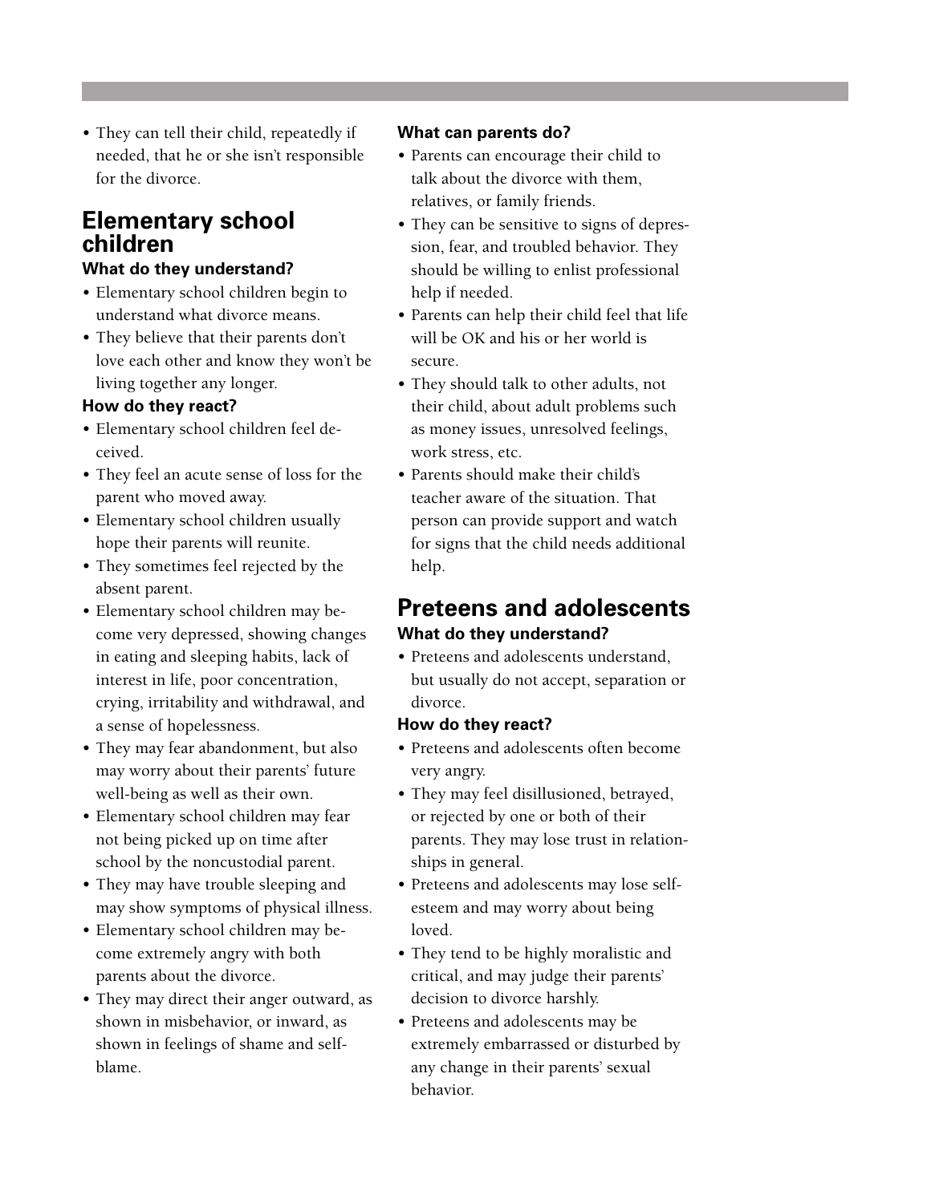- They can tell their child, repeatedly if needed, that he or she isn't responsible for the divorce.

## Elementary school children

### What do they understand?

- Elementary school children begin to understand what divorce means.
- They believe that their parents don't love each other and know they won't be living together any longer.

### How do they react?

- Elementary school children feel deceived.
- They feel an acute sense of loss for the parent who moved away.
- Elementary school children usually hope their parents will reunite.
- They sometimes feel rejected by the absent parent.
- Elementary school children may become very depressed, showing changes in eating and sleeping habits, lack of interest in life, poor concentration, crying, irritability and withdrawal, and a sense of hopelessness.
- They may fear abandonment, but also may worry about their parents' future well-being as well as their own.
- Elementary school children may fear not being picked up on time after school by the noncustodial parent.
- They may have trouble sleeping and may show symptoms of physical illness.
- Elementary school children may become extremely angry with both parents about the divorce.
- They may direct their anger outward, as shown in misbehavior, or inward, as shown in feelings of shame and self-blame.

### What can parents do?

- Parents can encourage their child to talk about the divorce with them, relatives, or family friends.
- They can be sensitive to signs of depression, fear, and troubled behavior. They should be willing to enlist professional help if needed.
- Parents can help their child feel that life will be OK and his or her world is secure.
- They should talk to other adults, not their child, about adult problems such as money issues, unresolved feelings, work stress, etc.
- Parents should make their child's teacher aware of the situation. That person can provide support and watch for signs that the child needs additional help.

## Preteens and adolescents

### What do they understand?

- Preteens and adolescents understand, but usually do not accept, separation or divorce.

### How do they react?

- Preteens and adolescents often become very angry.
- They may feel disillusioned, betrayed, or rejected by one or both of their parents. They may lose trust in relationships in general.
- Preteens and adolescents may lose self-esteem and may worry about being loved.
- They tend to be highly moralistic and critical, and may judge their parents' decision to divorce harshly.
- Preteens and adolescents may be extremely embarrassed or disturbed by any change in their parents' sexual behavior.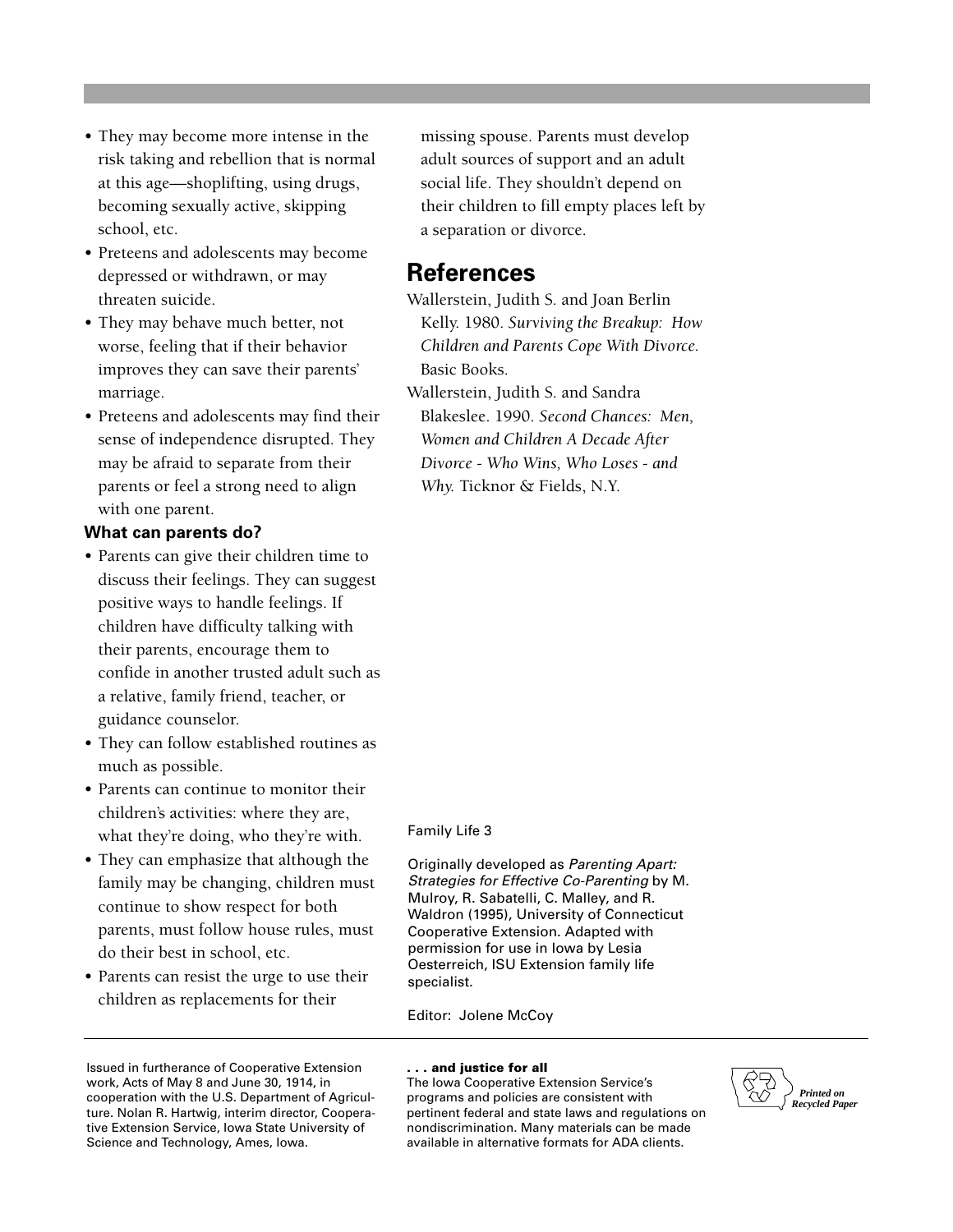- They may become more intense in the risk taking and rebellion that is normal at this age—shoplifting, using drugs, becoming sexually active, skipping school, etc.
- Preteens and adolescents may become depressed or withdrawn, or may threaten suicide.
- They may behave much better, not worse, feeling that if their behavior improves they can save their parents' marriage.
- Preteens and adolescents may find their sense of independence disrupted. They may be afraid to separate from their parents or feel a strong need to align with one parent.

**What can parents do?**

- Parents can give their children time to discuss their feelings. They can suggest positive ways to handle feelings. If children have difficulty talking with their parents, encourage them to confide in another trusted adult such as a relative, family friend, teacher, or guidance counselor.
- They can follow established routines as much as possible.
- Parents can continue to monitor their children's activities: where they are, what they're doing, who they're with.
- They can emphasize that although the family may be changing, children must continue to show respect for both parents, must follow house rules, must do their best in school, etc.
- Parents can resist the urge to use their children as replacements for their missing spouse. Parents must develop adult sources of support and an adult social life. They shouldn't depend on their children to fill empty places left by a separation or divorce.

## References

Wallerstein, Judith S. and Joan Berlin Kelly. 1980. *Surviving the Breakup: How Children and Parents Cope With Divorce.* Basic Books.

Wallerstein, Judith S. and Sandra Blakeslee. 1990. *Second Chances: Men, Women and Children A Decade After Divorce - Who Wins, Who Loses - and Why.* Ticknor & Fields, N.Y.

Family Life 3

Originally developed as *Parenting Apart: Strategies for Effective Co-Parenting* by M. Mulroy, R. Sabatelli, C. Malley, and R. Waldron (1995), University of Connecticut Cooperative Extension. Adapted with permission for use in Iowa by Lesia Oesterreich, ISU Extension family life specialist.

Editor: Jolene McCoy

Issued in furtherance of Cooperative Extension work, Acts of May 8 and June 30, 1914, in cooperation with the U.S. Department of Agriculture. Nolan R. Hartwig, interim director, Cooperative Extension Service, Iowa State University of Science and Technology, Ames, Iowa.

**. . . and justice for all**
The Iowa Cooperative Extension Service's programs and policies are consistent with pertinent federal and state laws and regulations on nondiscrimination. Many materials can be made available in alternative formats for ADA clients.

*Printed on Recycled Paper*